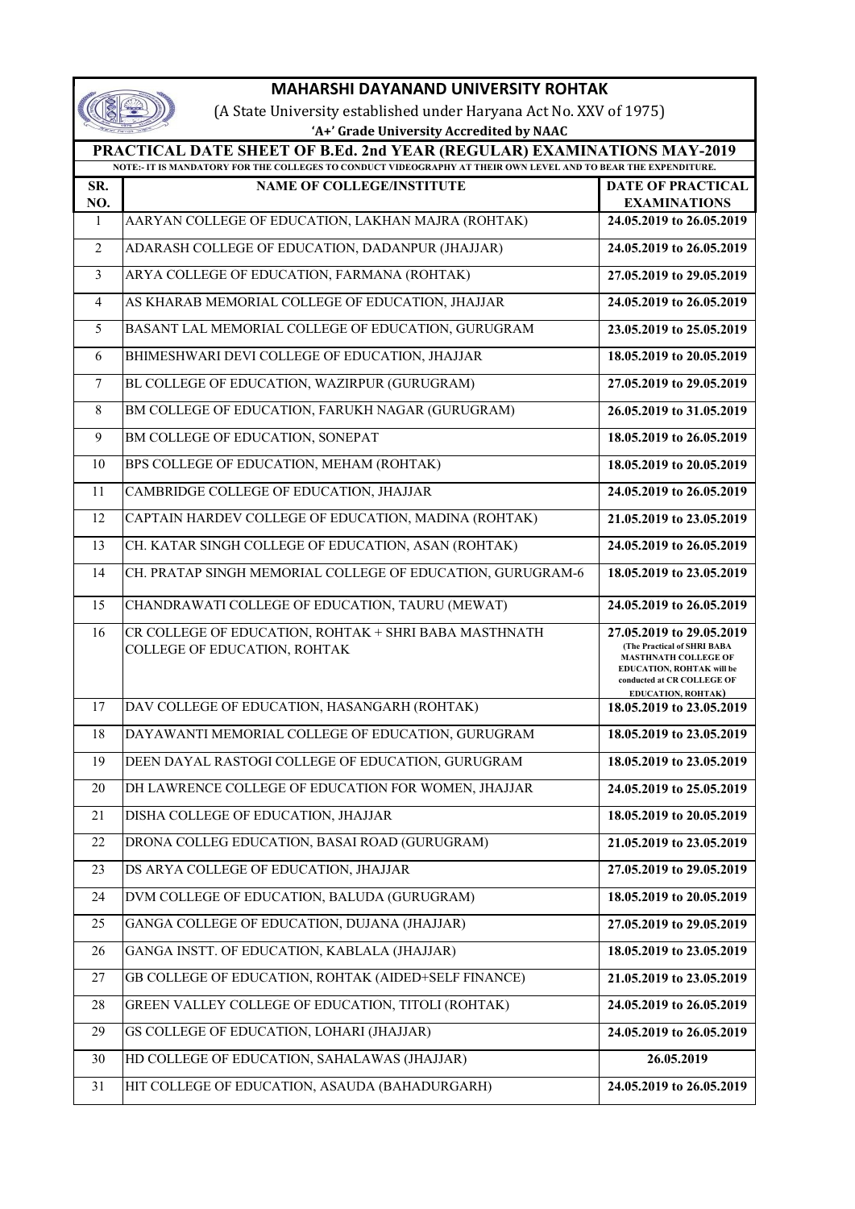# MAHARSHI DAYANAND UNIVERSITY ROHTAK

(A State University established under Haryana Act No. XXV of 1975)

**'A+' Grade University Accredited by NAAC**

## PRACTICAL DATE SHEET OF B.Ed. 2nd YEAR (REGULAR) EXAMINATIONS MAY-2019

**NOTE:- IT IS MANDATORY FOR THE COLLEGES TO CONDUCT VIDEOGRAPHY AT THEIR OWN LEVEL AND TO BEAR THE EXPENDITURE.**

| SR. NO. | NAME OF COLLEGE/INSTITUTE | DATE OF PRACTICAL EXAMINATIONS |
|---|---|---|
| 1 | AARYAN COLLEGE OF EDUCATION, LAKHAN MAJRA (ROHTAK) | **24.05.2019 to 26.05.2019** |
| 2 | ADARASH COLLEGE OF EDUCATION, DADANPUR (JHAJJAR) | **24.05.2019 to 26.05.2019** |
| 3 | ARYA COLLEGE OF EDUCATION, FARMANA (ROHTAK) | **27.05.2019 to 29.05.2019** |
| 4 | AS KHARAB MEMORIAL COLLEGE OF EDUCATION, JHAJJAR | **24.05.2019 to 26.05.2019** |
| 5 | BASANT LAL MEMORIAL COLLEGE OF EDUCATION, GURUGRAM | **23.05.2019 to 25.05.2019** |
| 6 | BHIMESHWARI DEVI COLLEGE OF EDUCATION, JHAJJAR | **18.05.2019 to 20.05.2019** |
| 7 | BL COLLEGE OF EDUCATION, WAZIRPUR (GURUGRAM) | **27.05.2019 to 29.05.2019** |
| 8 | BM COLLEGE OF EDUCATION, FARUKH NAGAR (GURUGRAM) | **26.05.2019 to 31.05.2019** |
| 9 | BM COLLEGE OF EDUCATION, SONEPAT | **18.05.2019 to 26.05.2019** |
| 10 | BPS COLLEGE OF EDUCATION, MEHAM (ROHTAK) | **18.05.2019 to 20.05.2019** |
| 11 | CAMBRIDGE COLLEGE OF EDUCATION, JHAJJAR | **24.05.2019 to 26.05.2019** |
| 12 | CAPTAIN HARDEV COLLEGE OF EDUCATION, MADINA (ROHTAK) | **21.05.2019 to 23.05.2019** |
| 13 | CH. KATAR SINGH COLLEGE OF EDUCATION, ASAN (ROHTAK) | **24.05.2019 to 26.05.2019** |
| 14 | CH. PRATAP SINGH MEMORIAL COLLEGE OF EDUCATION, GURUGRAM-6 | **18.05.2019 to 23.05.2019** |
| 15 | CHANDRAWATI COLLEGE OF EDUCATION, TAURU (MEWAT) | **24.05.2019 to 26.05.2019** |
| 16 | CR COLLEGE OF EDUCATION, ROHTAK + SHRI BABA MASTHNATH COLLEGE OF EDUCATION, ROHTAK | **27.05.2019 to 29.05.2019** (The Practical of SHRI BABA MASTHNATH COLLEGE OF EDUCATION, ROHTAK will be conducted at CR COLLEGE OF EDUCATION, ROHTAK) |
| 17 | DAV COLLEGE OF EDUCATION, HASANGARH (ROHTAK) | **18.05.2019 to 23.05.2019** |
| 18 | DAYAWANTI MEMORIAL COLLEGE OF EDUCATION, GURUGRAM | **18.05.2019 to 23.05.2019** |
| 19 | DEEN DAYAL RASTOGI COLLEGE OF EDUCATION, GURUGRAM | **18.05.2019 to 23.05.2019** |
| 20 | DH LAWRENCE COLLEGE OF EDUCATION FOR WOMEN, JHAJJAR | **24.05.2019 to 25.05.2019** |
| 21 | DISHA COLLEGE OF EDUCATION, JHAJJAR | **18.05.2019 to 20.05.2019** |
| 22 | DRONA COLLEG EDUCATION, BASAI ROAD (GURUGRAM) | **21.05.2019 to 23.05.2019** |
| 23 | DS ARYA COLLEGE OF EDUCATION, JHAJJAR | **27.05.2019 to 29.05.2019** |
| 24 | DVM COLLEGE OF EDUCATION, BALUDA (GURUGRAM) | **18.05.2019 to 20.05.2019** |
| 25 | GANGA COLLEGE OF EDUCATION, DUJANA (JHAJJAR) | **27.05.2019 to 29.05.2019** |
| 26 | GANGA INSTT. OF EDUCATION, KABLALA (JHAJJAR) | **18.05.2019 to 23.05.2019** |
| 27 | GB COLLEGE OF EDUCATION, ROHTAK (AIDED+SELF FINANCE) | **21.05.2019 to 23.05.2019** |
| 28 | GREEN VALLEY COLLEGE OF EDUCATION, TITOLI (ROHTAK) | **24.05.2019 to 26.05.2019** |
| 29 | GS COLLEGE OF EDUCATION, LOHARI (JHAJJAR) | **24.05.2019 to 26.05.2019** |
| 30 | HD COLLEGE OF EDUCATION, SAHALAWAS (JHAJJAR) | **26.05.2019** |
| 31 | HIT COLLEGE OF EDUCATION, ASAUDA (BAHADURGARH) | **24.05.2019 to 26.05.2019** |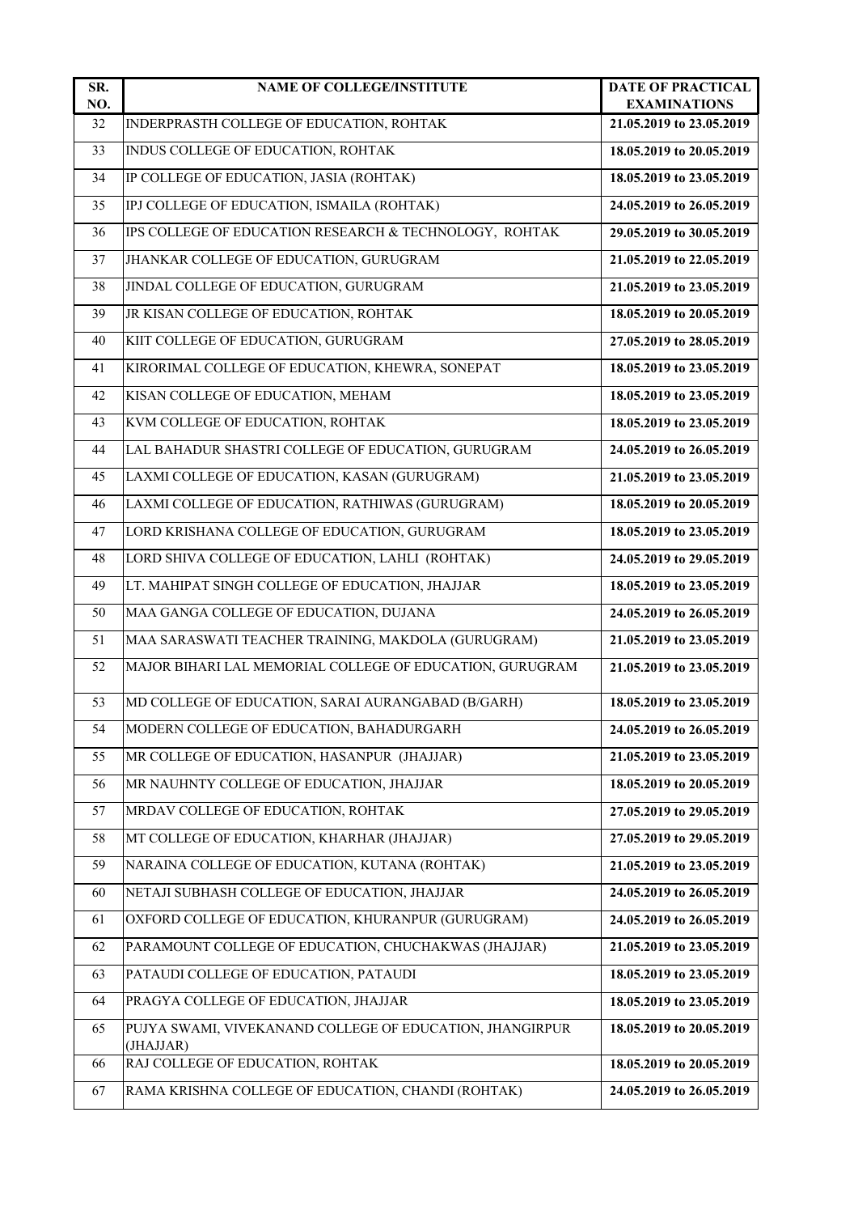| SR. NO. | NAME OF COLLEGE/INSTITUTE | DATE OF PRACTICAL EXAMINATIONS |
|---|---|---|
| 32 | INDERPRASTH COLLEGE OF EDUCATION, ROHTAK | **21.05.2019 to 23.05.2019** |
| 33 | INDUS COLLEGE OF EDUCATION, ROHTAK | **18.05.2019 to 20.05.2019** |
| 34 | IP COLLEGE OF EDUCATION, JASIA (ROHTAK) | **18.05.2019 to 23.05.2019** |
| 35 | IPJ COLLEGE OF EDUCATION, ISMAILA (ROHTAK) | **24.05.2019 to 26.05.2019** |
| 36 | IPS COLLEGE OF EDUCATION RESEARCH & TECHNOLOGY, ROHTAK | **29.05.2019 to 30.05.2019** |
| 37 | JHANKAR COLLEGE OF EDUCATION, GURUGRAM | **21.05.2019 to 22.05.2019** |
| 38 | JINDAL COLLEGE OF EDUCATION, GURUGRAM | **21.05.2019 to 23.05.2019** |
| 39 | JR KISAN COLLEGE OF EDUCATION, ROHTAK | **18.05.2019 to 20.05.2019** |
| 40 | KIIT COLLEGE OF EDUCATION, GURUGRAM | **27.05.2019 to 28.05.2019** |
| 41 | KIRORIMAL COLLEGE OF EDUCATION, KHEWRA, SONEPAT | **18.05.2019 to 23.05.2019** |
| 42 | KISAN COLLEGE OF EDUCATION, MEHAM | **18.05.2019 to 23.05.2019** |
| 43 | KVM COLLEGE OF EDUCATION, ROHTAK | **18.05.2019 to 23.05.2019** |
| 44 | LAL BAHADUR SHASTRI COLLEGE OF EDUCATION, GURUGRAM | **24.05.2019 to 26.05.2019** |
| 45 | LAXMI COLLEGE OF EDUCATION, KASAN (GURUGRAM) | **21.05.2019 to 23.05.2019** |
| 46 | LAXMI COLLEGE OF EDUCATION, RATHIWAS (GURUGRAM) | **18.05.2019 to 20.05.2019** |
| 47 | LORD KRISHANA COLLEGE OF EDUCATION, GURUGRAM | **18.05.2019 to 23.05.2019** |
| 48 | LORD SHIVA COLLEGE OF EDUCATION, LAHLI (ROHTAK) | **24.05.2019 to 29.05.2019** |
| 49 | LT. MAHIPAT SINGH COLLEGE OF EDUCATION, JHAJJAR | **18.05.2019 to 23.05.2019** |
| 50 | MAA GANGA COLLEGE OF EDUCATION, DUJANA | **24.05.2019 to 26.05.2019** |
| 51 | MAA SARASWATI TEACHER TRAINING, MAKDOLA (GURUGRAM) | **21.05.2019 to 23.05.2019** |
| 52 | MAJOR BIHARI LAL MEMORIAL COLLEGE OF EDUCATION, GURUGRAM | **21.05.2019 to 23.05.2019** |
| 53 | MD COLLEGE OF EDUCATION, SARAI AURANGABAD (B/GARH) | **18.05.2019 to 23.05.2019** |
| 54 | MODERN COLLEGE OF EDUCATION, BAHADURGARH | **24.05.2019 to 26.05.2019** |
| 55 | MR COLLEGE OF EDUCATION, HASANPUR (JHAJJAR) | **21.05.2019 to 23.05.2019** |
| 56 | MR NAUHNTY COLLEGE OF EDUCATION, JHAJJAR | **18.05.2019 to 20.05.2019** |
| 57 | MRDAV COLLEGE OF EDUCATION, ROHTAK | **27.05.2019 to 29.05.2019** |
| 58 | MT COLLEGE OF EDUCATION, KHARHAR (JHAJJAR) | **27.05.2019 to 29.05.2019** |
| 59 | NARAINA COLLEGE OF EDUCATION, KUTANA (ROHTAK) | **21.05.2019 to 23.05.2019** |
| 60 | NETAJI SUBHASH COLLEGE OF EDUCATION, JHAJJAR | **24.05.2019 to 26.05.2019** |
| 61 | OXFORD COLLEGE OF EDUCATION, KHURANPUR (GURUGRAM) | **24.05.2019 to 26.05.2019** |
| 62 | PARAMOUNT COLLEGE OF EDUCATION, CHUCHAKWAS (JHAJJAR) | **21.05.2019 to 23.05.2019** |
| 63 | PATAUDI COLLEGE OF EDUCATION, PATAUDI | **18.05.2019 to 23.05.2019** |
| 64 | PRAGYA COLLEGE OF EDUCATION, JHAJJAR | **18.05.2019 to 23.05.2019** |
| 65 | PUJYA SWAMI, VIVEKANAND COLLEGE OF EDUCATION, JHANGIRPUR (JHAJJAR) | **18.05.2019 to 20.05.2019** |
| 66 | RAJ COLLEGE OF EDUCATION, ROHTAK | **18.05.2019 to 20.05.2019** |
| 67 | RAMA KRISHNA COLLEGE OF EDUCATION, CHANDI (ROHTAK) | **24.05.2019 to 26.05.2019** |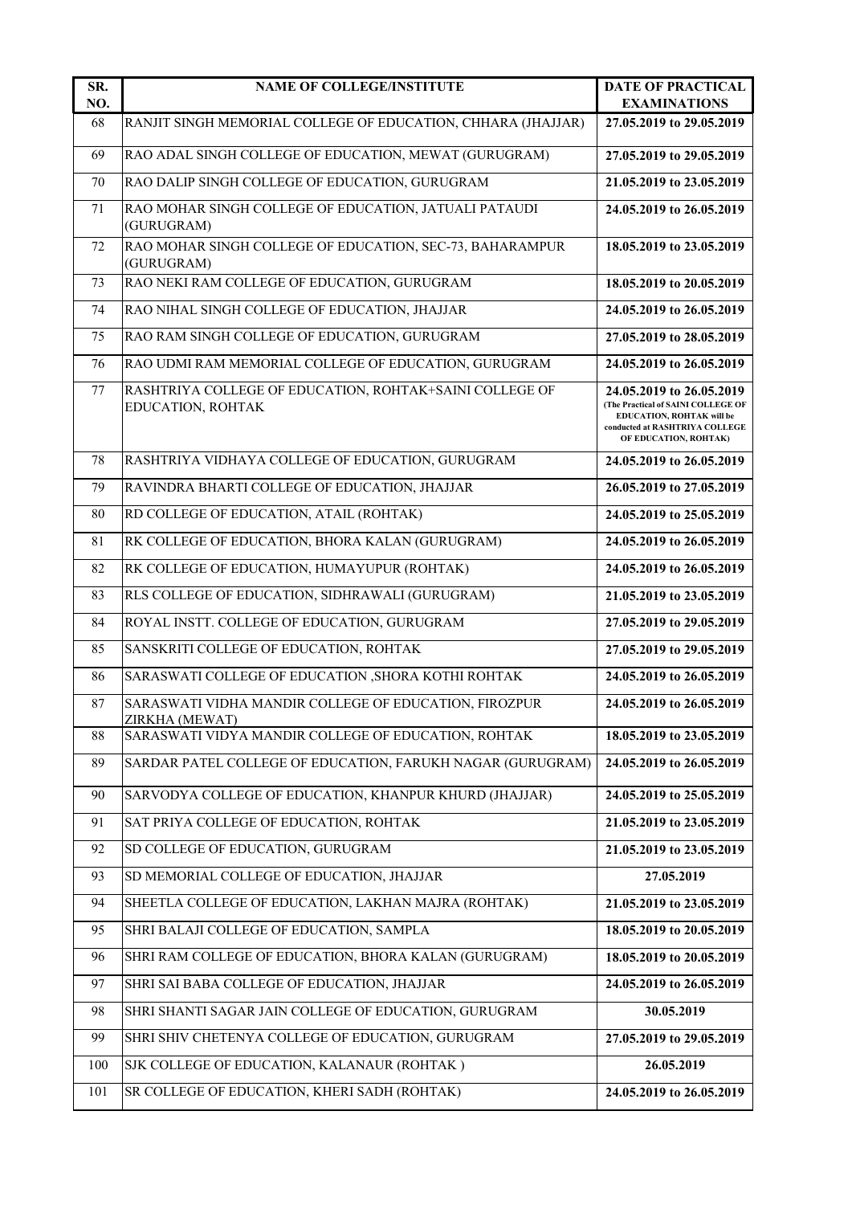| SR. NO. | NAME OF COLLEGE/INSTITUTE | DATE OF PRACTICAL EXAMINATIONS |
|---|---|---|
| 68 | RANJIT SINGH MEMORIAL COLLEGE OF EDUCATION, CHHARA (JHAJJAR) | **27.05.2019 to 29.05.2019** |
| 69 | RAO ADAL SINGH COLLEGE OF EDUCATION, MEWAT (GURUGRAM) | **27.05.2019 to 29.05.2019** |
| 70 | RAO DALIP SINGH COLLEGE OF EDUCATION, GURUGRAM | **21.05.2019 to 23.05.2019** |
| 71 | RAO MOHAR SINGH COLLEGE OF EDUCATION, JATUALI PATAUDI (GURUGRAM) | **24.05.2019 to 26.05.2019** |
| 72 | RAO MOHAR SINGH COLLEGE OF EDUCATION, SEC-73, BAHARAMPUR (GURUGRAM) | **18.05.2019 to 23.05.2019** |
| 73 | RAO NEKI RAM COLLEGE OF EDUCATION, GURUGRAM | **18.05.2019 to 20.05.2019** |
| 74 | RAO NIHAL SINGH COLLEGE OF EDUCATION, JHAJJAR | **24.05.2019 to 26.05.2019** |
| 75 | RAO RAM SINGH COLLEGE OF EDUCATION, GURUGRAM | **27.05.2019 to 28.05.2019** |
| 76 | RAO UDMI RAM MEMORIAL COLLEGE OF EDUCATION, GURUGRAM | **24.05.2019 to 26.05.2019** |
| 77 | RASHTRIYA COLLEGE OF EDUCATION, ROHTAK+SAINI COLLEGE OF EDUCATION, ROHTAK | **24.05.2019 to 26.05.2019** **(The Practical of SAINI COLLEGE OF EDUCATION, ROHTAK will be conducted at RASHTRIYA COLLEGE OF EDUCATION, ROHTAK)** |
| 78 | RASHTRIYA VIDHAYA COLLEGE OF EDUCATION, GURUGRAM | **24.05.2019 to 26.05.2019** |
| 79 | RAVINDRA BHARTI COLLEGE OF EDUCATION, JHAJJAR | **26.05.2019 to 27.05.2019** |
| 80 | RD COLLEGE OF EDUCATION, ATAIL (ROHTAK) | **24.05.2019 to 25.05.2019** |
| 81 | RK COLLEGE OF EDUCATION, BHORA KALAN (GURUGRAM) | **24.05.2019 to 26.05.2019** |
| 82 | RK COLLEGE OF EDUCATION, HUMAYUPUR (ROHTAK) | **24.05.2019 to 26.05.2019** |
| 83 | RLS COLLEGE OF EDUCATION, SIDHRAWALI (GURUGRAM) | **21.05.2019 to 23.05.2019** |
| 84 | ROYAL INSTT. COLLEGE OF EDUCATION, GURUGRAM | **27.05.2019 to 29.05.2019** |
| 85 | SANSKRITI COLLEGE OF EDUCATION, ROHTAK | **27.05.2019 to 29.05.2019** |
| 86 | SARASWATI COLLEGE OF EDUCATION ,SHORA KOTHI ROHTAK | **24.05.2019 to 26.05.2019** |
| 87 | SARASWATI VIDHA MANDIR COLLEGE OF EDUCATION, FIROZPUR ZIRKHA (MEWAT) | **24.05.2019 to 26.05.2019** |
| 88 | SARASWATI VIDYA MANDIR COLLEGE OF EDUCATION, ROHTAK | **18.05.2019 to 23.05.2019** |
| 89 | SARDAR PATEL COLLEGE OF EDUCATION, FARUKH NAGAR (GURUGRAM) | **24.05.2019 to 26.05.2019** |
| 90 | SARVODYA COLLEGE OF EDUCATION, KHANPUR KHURD (JHAJJAR) | **24.05.2019 to 25.05.2019** |
| 91 | SAT PRIYA COLLEGE OF EDUCATION, ROHTAK | **21.05.2019 to 23.05.2019** |
| 92 | SD COLLEGE OF EDUCATION, GURUGRAM | **21.05.2019 to 23.05.2019** |
| 93 | SD MEMORIAL COLLEGE OF EDUCATION, JHAJJAR | **27.05.2019** |
| 94 | SHEETLA COLLEGE OF EDUCATION, LAKHAN MAJRA (ROHTAK) | **21.05.2019 to 23.05.2019** |
| 95 | SHRI BALAJI COLLEGE OF EDUCATION, SAMPLA | **18.05.2019 to 20.05.2019** |
| 96 | SHRI RAM COLLEGE OF EDUCATION, BHORA KALAN (GURUGRAM) | **18.05.2019 to 20.05.2019** |
| 97 | SHRI SAI BABA COLLEGE OF EDUCATION, JHAJJAR | **24.05.2019 to 26.05.2019** |
| 98 | SHRI SHANTI SAGAR JAIN COLLEGE OF EDUCATION, GURUGRAM | **30.05.2019** |
| 99 | SHRI SHIV CHETENYA COLLEGE OF EDUCATION, GURUGRAM | **27.05.2019 to 29.05.2019** |
| 100 | SJK COLLEGE OF EDUCATION, KALANAUR (ROHTAK ) | **26.05.2019** |
| 101 | SR COLLEGE OF EDUCATION, KHERI SADH (ROHTAK) | **24.05.2019 to 26.05.2019** |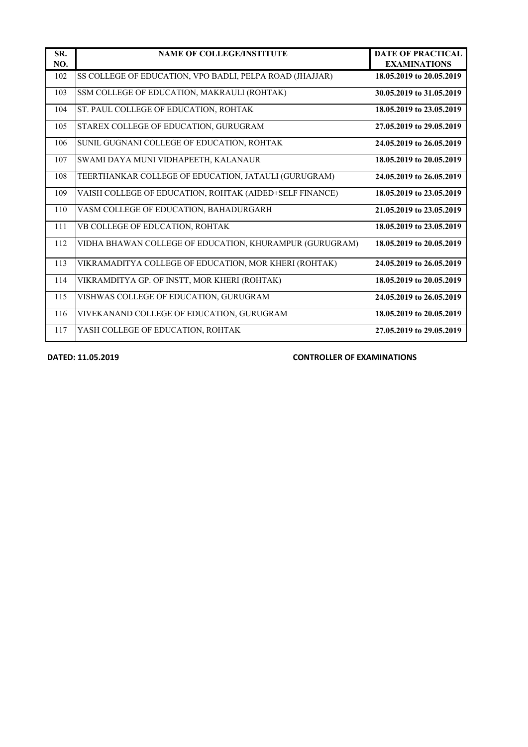| SR. NO. | NAME OF COLLEGE/INSTITUTE | DATE OF PRACTICAL EXAMINATIONS |
|---|---|---|
| 102 | SS COLLEGE OF EDUCATION, VPO BADLI, PELPA ROAD (JHAJJAR) | **18.05.2019 to 20.05.2019** |
| 103 | SSM COLLEGE OF EDUCATION, MAKRAULI (ROHTAK) | **30.05.2019 to 31.05.2019** |
| 104 | ST. PAUL COLLEGE OF EDUCATION, ROHTAK | **18.05.2019 to 23.05.2019** |
| 105 | STAREX COLLEGE OF EDUCATION, GURUGRAM | **27.05.2019 to 29.05.2019** |
| 106 | SUNIL GUGNANI COLLEGE OF EDUCATION, ROHTAK | **24.05.2019 to 26.05.2019** |
| 107 | SWAMI DAYA MUNI VIDHAPEETH, KALANAUR | **18.05.2019 to 20.05.2019** |
| 108 | TEERTHANKAR COLLEGE OF EDUCATION, JATAULI (GURUGRAM) | **24.05.2019 to 26.05.2019** |
| 109 | VAISH COLLEGE OF EDUCATION, ROHTAK (AIDED+SELF FINANCE) | **18.05.2019 to 23.05.2019** |
| 110 | VASM COLLEGE OF EDUCATION, BAHADURGARH | **21.05.2019 to 23.05.2019** |
| 111 | VB COLLEGE OF EDUCATION, ROHTAK | **18.05.2019 to 23.05.2019** |
| 112 | VIDHA BHAWAN COLLEGE OF EDUCATION, KHURAMPUR (GURUGRAM) | **18.05.2019 to 20.05.2019** |
| 113 | VIKRAMADITYA COLLEGE OF EDUCATION, MOR KHERI (ROHTAK) | **24.05.2019 to 26.05.2019** |
| 114 | VIKRAMDITYA GP. OF INSTT, MOR KHERI (ROHTAK) | **18.05.2019 to 20.05.2019** |
| 115 | VISHWAS COLLEGE OF EDUCATION, GURUGRAM | **24.05.2019 to 26.05.2019** |
| 116 | VIVEKANAND COLLEGE OF EDUCATION, GURUGRAM | **18.05.2019 to 20.05.2019** |
| 117 | YASH COLLEGE OF EDUCATION, ROHTAK | **27.05.2019 to 29.05.2019** |

**DATED: 11.05.2019** **CONTROLLER OF EXAMINATIONS**